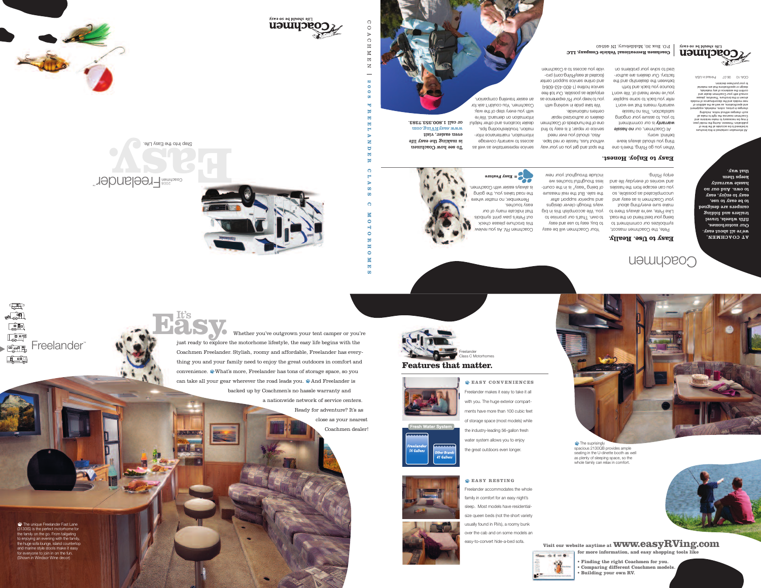# Coachmen

**AT COACHMEN, we're all about easy. Our motorhomes, fifth wheels, travel trailers and folding campers are designed to be easy to use, easy to enjoy, easy to own. And our no hassle warranty keeps them that way.**

## Easy to Use. Really.

Pete, the Coachmen mascot, symbolizes our commitment to being your best friend on the road. Like Pete, we're always there to make sure everything about your Coachmen is as easy and uncomplicated as possible, so you can escape from the hassles and worries of everyday life and enjoy RVing.

Your Coachmen will be easy to buy, easy to use and easy to own. That's our promise to you. We accomplish this in big ways through clever designs and superior support after the sale. But the real measure of being "easy" is in the countless thoughtful touches we include throughout your new Coachmen RV. As you review this brochure please check out Pete's paw print symbols that indicate many of our easy touches. Remember, no matter where the road takes you, the going is always easier with Coachmen.

= *Easy Feature*

## Easy to Enjoy. Honest.

When you go RVing, there's one thing you should always leave behind: worry.

At Coachmen, our ***no hassle warranty*** is our commitment to you, to assure your ongoing satisfaction. This no hassle warranty means that we won't refer you back to some supplier you've never heard of. We won't bounce you back and forth between the dealership and the factory. Our dealers are authorized to solve your problems on the spot and get you on your way without fuss, hassle or red tape.

Also, should you ever need service or repair, it is easy to find one of the hundreds of Coachmen dealers or authorized repair centers nationwide.

We take pride in working with you to keep your RV experience as enjoyable as possible. Our toll-free service hotline (1-800-453-6064) and online service support center (located at easyRVing.com) provide you access to a Coachmen service representative as well as access to warranty coverage information, maintenance information, troubleshooting tips, dealer locations and other helpful information on demand. We're with you every step of the way. Coachmen. You couldn't ask for an easier traveling companion.

**To see how Coachmen is making the easy life even easier, visit www.easyRVing.com or call 1.800.353.7383.**

Coachmen — Life should be so easy

**Coachmen Recreational Vehicle Company, LLC** | P.O. Box 30, Middlebury, IN 46540

All information contained in this brochure is believed to be accurate at the time of publication. However, during the model year, it may be necessary to make revisions and Coachmen reserves the right to make all such changes without notice, including changes in prices, colors, materials, equipment and specifications, as well as the addition of new models and the discontinuance of models shown in this brochure. Therefore, please consult with your Coachmen dealer and confirm the existence of any material, design or specifications that are material to your purchase decision.

COA-10 06.07 Printed in USA

COACHMEN | 2008 FREELANDER CLASS C MOTORHOMES

# Easy.

Step into the Easy Life.

Coachmen 2008 Freelander™

Coachmen — Life should be so easy

---

Freelander™

# It's Easy.

Whether you've outgrown your tent camper or you're just ready to explore the motorhome lifestyle, the easy life begins with the Coachmen Freelander. Stylish, roomy and affordable, Freelander has everything you and your family need to enjoy the great outdoors in comfort and convenience. What's more, Freelander has tons of storage space, so you can take all your gear wherever the road leads you. And Freelander is backed up by Coachmen's no hassle warranty and a nationwide network of service centers. Ready for adventure? It's as close as your nearest Coachmen dealer!

The unique Freelander Fast Lane (3130IS) is the perfect motorhome for the family on the go. From tailgating to enjoying an evening with the family, the huge sofa lounge, island countertop and marine style stools make it easy for everyone to join in on the fun. (Shown in Windsor Wine decor)

Freelander
Class C Motorhomes

## Features that matter.

Fresh Water System

Freelander 56 Gallons | Other Brands 41 Gallons

**EASY CONVENIENCES**

Freelander makes it easy to take it all with you. The huge exterior compartments have more than 100 cubic feet of storage space (most models) while the industry-leading 56-gallon fresh water system allows you to enjoy the great outdoors even longer.

**EASY RESTING**

Freelander accommodates the whole family in comfort for an easy night's sleep. Most models have residential-size queen beds (not the short variety usually found in RVs), a roomy bunk over the cab and on some models an easy-to-convert hide-a-bed sofa.

The suprisingly spacious 2130QB provides ample seating in the U-dinette booth as well as plenty of sleeping space, so the whole family can relax in comfort.

**Visit our website anytime at www.easyRVing.com for more information, and easy shopping tools like**

- **Finding the right Coachmen for you.**
- **Comparing different Coachmen models.**
- **Building your own RV.**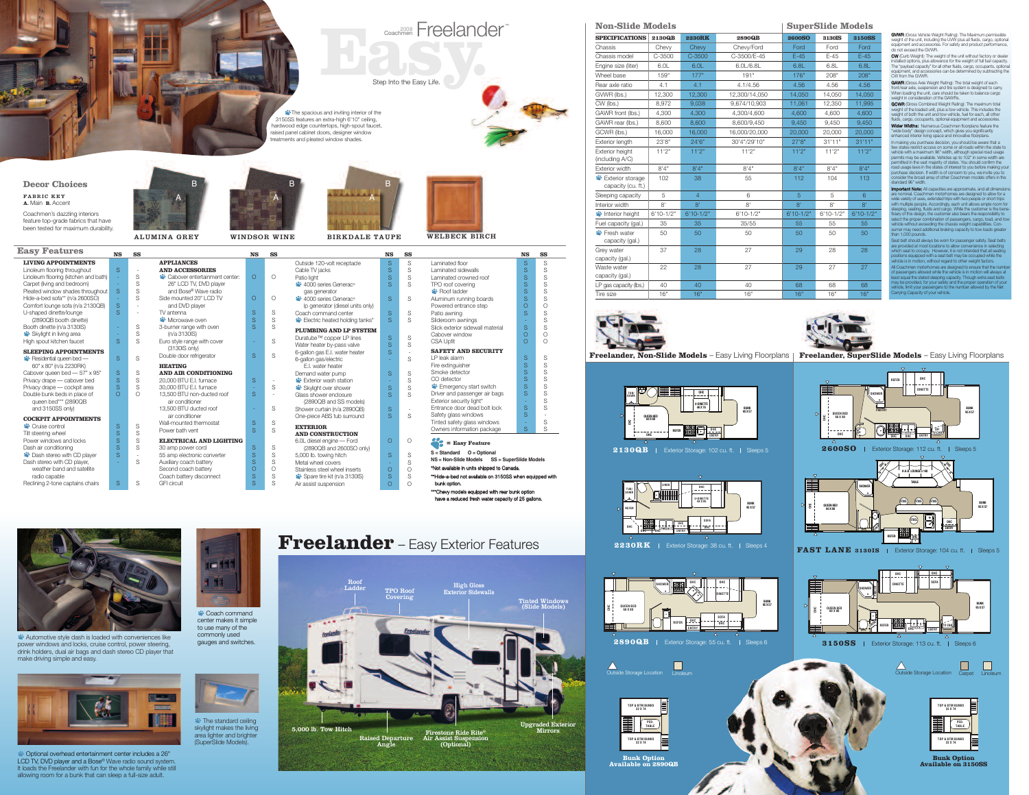Coachmen 2008 Freelander™

# Easy.

Step Into the Easy Life.

The spacious and inviting interior of the 3150SS features an extra-high 6'10" ceiling, hardwood edge countertops, high-spout faucet, raised panel cabinet doors, designer window treatments and pleated window shades.

## Decor Choices

FABRIC KEY
A. Main B. Accent

Coachmen's dazzling interiors feature top-grade fabrics that have been tested for maximum durability.

ALUMINA GREY | WINDSOR WINE | BIRKDALE TAUPE | WELBECK BIRCH

## Easy Features

| | NS | SS |
|---|---|---|
| **LIVING APPOINTMENTS** | | |
| Linoleum flooring throughout | S | - |
| Linoleum flooring (kitchen and bath) | - | S |
| Carpet (living and bedroom) | - | S |
| Pleated window shades throughout | S | S |
| Hide-a-bed sofa** (n/a 2600SO) | - | S |
| Comfort lounge sofa (n/a 2130QB) | S | - |
| U-shaped dinette/lounge (2890QB booth dinette) | S | - |
| Booth dinette (n/a 3130IS) | - | S |
| Skylight in living area | - | S |
| High spout kitchen faucet | S | S |
| **SLEEPING APPOINTMENTS** | | |
| Residential queen bed — 60" x 80" (n/a 2230RK) | S | S |
| Cabover queen bed — 57" x 95" | S | S |
| Privacy drape — cabover bed | S | S |
| Privacy drape — cockpit area | S | S |
| Double bunk beds in place of queen bed*** (2890QB and 3150SS only) | O | O |
| **COCKPIT APPOINTMENTS** | | |
| Cruise control | S | S |
| Tilt steering wheel | S | S |
| Power windows and locks | S | S |
| Dash air conditioning | S | S |
| Dash stereo with CD player | S | - |
| Dash stereo with CD player, weather band and satellite radio capable | - | S |
| Reclining 2-tone captains chairs | S | S |
| **APPLIANCES AND ACCESSORIES** | | |
| Cabover entertainment center: 26" LCD TV, DVD player and Bose® Wave radio | O | O |
| Side mounted 20" LCD TV and DVD player | O | O |
| TV antenna | S | S |
| Microwave oven | S | S |
| 3-burner range with oven (n/a 3130IS) | S | S |
| Euro style range with cover (3130IS only) | - | S |
| Double door refrigerator | S | S |
| **HEATING AND AIR CONDITIONING** | | |
| 20,000 BTU E.I. furnace | S | - |
| 30,000 BTU E.I. furnace | - | S |
| 13,500 BTU non-ducted roof air conditioner | S | - |
| 13,500 BTU ducted roof air conditioner | - | S |
| Wall-mounted thermostat | S | S |
| Power bath vent | S | S |
| **ELECTRICAL AND LIGHTING** | | |
| 30 amp power cord | S | S |
| 55 amp electronic converter | S | S |
| Auxiliary coach battery | S | S |
| Second coach battery | O | O |
| Coach battery disconnect | S | S |
| GFI circuit | S | S |
| Outside 120-volt receptacle | S | S |
| Cable TV jacks | S | S |
| Patio light | S | S |
| 4000 series Generac® gas generator | S | S |
| 4000 series Generac® lp generator (diesel units only) | S | S |
| Coach command center | S | S |
| Electric heated holding tanks* | S | S |
| **PLUMBING AND LP SYSTEM** | | |
| Duratube™ copper LP lines | S | S |
| Water heater by-pass valve | S | S |
| 6-gallon gas E.I. water heater | S | - |
| 6-gallon gas/electric E.I. water heater | - | S |
| Demand water pump | S | S |
| Exterior wash station | - | S |
| Skylight over shower | S | S |
| Glass shower enclosure (2890QB and SS models) | S | S |
| Shower curtain (n/a 2890QB) | S | - |
| One-piece ABS tub surround | S | S |
| **EXTERIOR AND CONSTRUCTION** | | |
| 6.0L diesel engine — Ford (2890QB and 2600SO only) | O | O |
| 5,000 lb. towing hitch | S | S |
| Metal wheel covers | S | S |
| Stainless steel wheel inserts | O | O |
| Spare tire kit (n/a 3130IS) | S | S |
| Air assist suspension | O | O |
| Laminated floor | S | S |
| Laminated sidewalls | S | S |
| Laminated crowned roof | S | S |
| TPO roof covering | S | S |
| Roof ladder | S | S |
| Aluminum running boards | S | S |
| Powered entrance step | O | O |
| Patio awning | S | S |
| Slideroom awnings | - | S |
| Slick exterior sidewall material | S | S |
| Cabover window | O | O |
| CSA Upfit | O | O |
| **SAFETY AND SECURITY** | | |
| LP leak alarm | S | S |
| Fire extinguisher | S | S |
| Smoke detector | S | S |
| CO detector | S | S |
| Emergency start switch | S | S |
| Driver and passenger air bags | S | S |
| Exterior security light* | - | S |
| Entrance door dead bolt lock | S | S |
| Safety glass windows | S | - |
| Tinted safety glass windows | - | S |
| Owners information package | S | S |

= Easy Feature

S = Standard O = Optional
NS = Non-Slide Models SS = SuperSlide Models

*Not available in units shipped to Canada.

**Hide-a-bed not available on 3150SS when equipped with bunk option.

***Chevy models equipped with rear bunk option have a reduced fresh water capacity of 25 gallons.

Automotive style dash is loaded with conveniences like power windows and locks, cruise control, power steering, drink holders, dual air bags and dash stereo CD player that make driving simple and easy.

Coach command center makes it simple to use many of the commonly used gauges and switches.

Optional overhead entertainment center includes a 26" LCD TV, DVD player and a Bose® Wave radio sound system. It loads the Freelander with fun for the whole family while still allowing room for a bunk that can sleep a full-size adult.

The standard ceiling skylight makes the living area lighter and brighter (SuperSlide Models).

## Freelander – Easy Exterior Features

Roof Ladder
TPO Roof Covering
High Gloss Exterior Sidewalls
Tinted Windows (Slide Models)
5,000 lb. Tow Hitch
Raised Departure Angle
Firestone Ride Rite® Air Assist Suspension (Optional)
Upgraded Exterior Mirrors

## Specifications

| SPECIFICATIONS | Non-Slide Models | | | SuperSlide Models | | |
|---|---|---|---|---|---|---|
| | 2130QB | 2230RK | 2890QB | 2600SO | 3130IS | 3150SS |
| Chassis | Chevy | Chevy | Chevy/Ford | Ford | Ford | Ford |
| Chassis model | C-3500 | C-3500 | C-3500/E-45 | E-45 | E-45 | E-45 |
| Engine size (liter) | 6.0L | 6.0L | 6.0L/6.8L | 6.8L | 6.8L | 6.8L |
| Wheel base | 159" | 177" | 191" | 176" | 208" | 208" |
| Rear axle ratio | 4.1 | 4.1 | 4.1/4.56 | 4.56 | 4.56 | 4.56 |
| GVWR (lbs.) | 12,300 | 12,300 | 12,300/14,050 | 14,050 | 14,050 | 14,050 |
| CW (lbs.) | 8,972 | 9,038 | 9,674/10,903 | 11,061 | 12,350 | 11,995 |
| GAWR front (lbs.) | 4,300 | 4,300 | 4,300/4,600 | 4,600 | 4,600 | 4,600 |
| GAWR rear (lbs.) | 8,600 | 8,600 | 8,600/9,450 | 9,450 | 9,450 | 9,450 |
| GCWR (lbs.) | 16,000 | 16,000 | 16,000/20,000 | 20,000 | 20,000 | 20,000 |
| Exterior length | 23'8" | 24'6" | 30'4"/29'10" | 27'8" | 31'11" | 31'11" |
| Exterior height (including A/C) | 11'2" | 11'2" | 11'2" | 11'2" | 11'2" | 11'2" |
| Exterior width | 8'4" | 8'4" | 8'4" | 8'4" | 8'4" | 8'4" |
| Exterior storage capacity (cu. ft.) | 102 | 38 | 55 | 112 | 104 | 113 |
| Sleeping capacity | 5 | 4 | 6 | 5 | 5 | 6 |
| Interior width | 8' | 8' | 8' | 8' | 8' | 8' |
| Interior height | 6'10-1/2" | 6'10-1/2" | 6'10-1/2" | 6'10-1/2" | 6'10-1/2" | 6'10-1/2" |
| Fuel capacity (gal.) | 35 | 35 | 35/55 | 55 | 55 | 55 |
| Fresh water capacity (gal.) | 50 | 50 | 50 | 50 | 50 | 50 |
| Grey water capacity (gal.) | 37 | 28 | 27 | 29 | 28 | 28 |
| Waste water capacity (gal.) | 22 | 28 | 27 | 29 | 27 | 27 |
| LP gas capacity (lbs.) | 40 | 40 | 40 | 68 | 68 | 68 |
| Tire size | 16" | 16" | 16" | 16" | 16" | 16" |

**GVWR** (Gross Vehicle Weight Rating): The Maximum permissible weight of the unit, including the UVW plus all fluids, cargo, optional equipment and accessories. For safety and product performance, do not exceed the GVWR.

**CW** (Curb Weight): The weight of the unit without factory or dealer installed options, plus allowance for the weight of full fuel capacity. The "payload capacity" for all other fluids, cargo, occupants, optional equipment, and accessories can be determined by subtracting the CW from the GVWR.

**GAWR** (Gross Axle Weight Rating): The total weight of each front/rear axle, suspension and tire system is designed to carry. When loading the unit, care should be taken to balance cargo weight in consideration of the GAWRs.

**GCWR** (Gross Combined Weight Rating): The maximum total weight of the loaded unit, plus a tow vehicle. This includes the weight of both the unit and tow vehicle, fuel for each, all other fluids, cargo, occupants, optional equipment and accessories.

**Wider Widths:** Numerous Coachmen floorplans feature the "wide body" design concept, which gives you significantly enhanced interior living space and innovative floorplans. In making you purchase decision, you should be aware that a few states restrict access on some or all roads within the state to vehicle with a maximum 96" width, although special road usage permits may be available. Vehicles up to 102" in some width are permitted in the vast majority of states. You should confirm the road usage laws in the states of interest to you before making your purchase decision. If width is of concern to you, we invite you to consider the broad array of other Coachmen models offers in the standard 96" width.

**Important Note:** All capacities are approximate, and all dimensions are nominal. Coachmen motorhomes are designed to allow for a wide variety of uses, extended trips with two people or short trips with multiple people. Accordingly, each unit allows ample room for sleeping, seating, fluids and cargo. While the customer is the beneficiary of this design, the customer also bears the responsibility to select the proper combination of passengers, cargo, load, and tow vehicle without exceeding the chassis weight capabilities. Consumer may need additional braking capacity to tow loads greater than 1,000 pounds.

Seat belt should always be worn for passenger safety. Seat belts are provided at most locations to allow convenience in selecting which seat to occupy. However, it is not intended that all seating positions equipped with a seat belt may be occupied while the vehicle is in motion, without regard to other weight factors.

All Coachmen motorhomes are designed to ensure that the number of passengers allowed while the vehicle is in motion will always at least equal the stated sleeping capacity. Though extra seat belts may be provided, for your safety and the proper operation of your vehicle, limit your passengers to the number allowed by the Net Carrying Capacity of your vehicle.

## Freelander, Non-Slide Models – Easy Living Floorplans

**2130QB** | Exterior Storage: 102 cu. ft. | Sleeps 5

**2230RK** | Exterior Storage: 38 cu. ft. | Sleeps 4

**2890QB** | Exterior Storage: 55 cu. ft. | Sleeps 6

Outside Storage Location | Linoleum

**Bunk Option Available on 2890QB**

## Freelander, SuperSlide Models – Easy Living Floorplans

**2600SO** | Exterior Storage: 112 cu. ft. | Sleeps 5

**FAST LANE 3130IS** | Exterior Storage: 104 cu. ft. | Sleeps 5

**3150SS** | Exterior Storage: 113 cu. ft. | Sleeps 6

Outside Storage Location | Carpet | Linoleum

**Bunk Option Available on 3150SS**